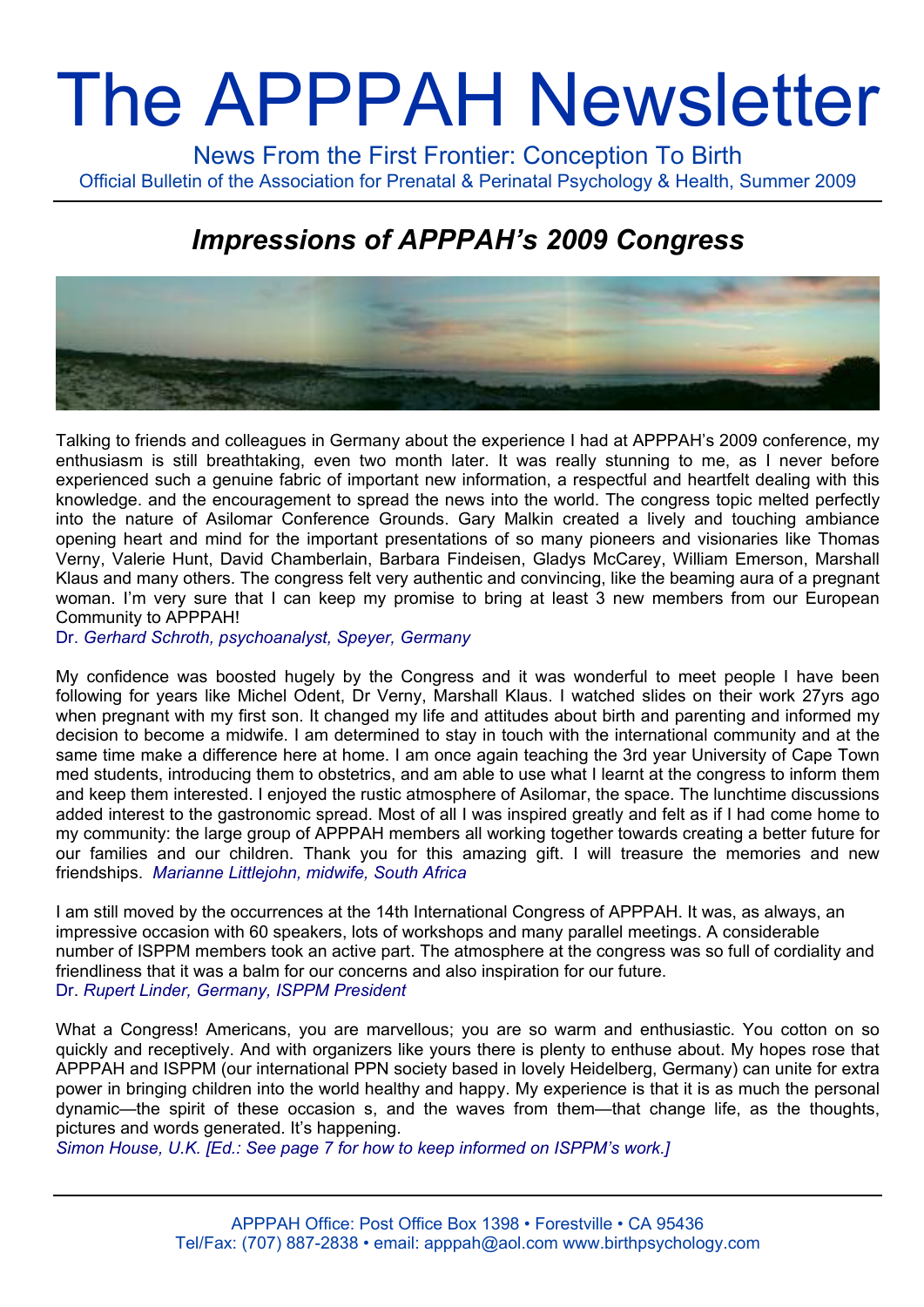# The APPPAH Newsletter

News From the First Frontier: Conception To Birth

Official Bulletin of the Association for Prenatal & Perinatal Psychology & Health, Summer 2009

## *Impressions of APPPAH's 2009 Congress*

Talking to friends and colleagues in Germany about the experience I had at APPPAH's 2009 conference, my enthusiasm is still breathtaking, even two month later. It was really stunning to me, as I never before experienced such a genuine fabric of important new information, a respectful and heartfelt dealing with this knowledge. and the encouragement to spread the news into the world. The congress topic melted perfectly into the nature of Asilomar Conference Grounds. Gary Malkin created a lively and touching ambiance opening heart and mind for the important presentations of so many pioneers and visionaries like Thomas Verny, Valerie Hunt, David Chamberlain, Barbara Findeisen, Gladys McCarey, William Emerson, Marshall Klaus and many others. The congress felt very authentic and convincing, like the beaming aura of a pregnant woman. I'm very sure that I can keep my promise to bring at least 3 new members from our European Community to APPPAH!

Dr. *Gerhard Schroth, psychoanalyst, Speyer, Germany*

My confidence was boosted hugely by the Congress and it was wonderful to meet people I have been following for years like Michel Odent, Dr Verny, Marshall Klaus. I watched slides on their work 27yrs ago when pregnant with my first son. It changed my life and attitudes about birth and parenting and informed my decision to become a midwife. I am determined to stay in touch with the international community and at the same time make a difference here at home. I am once again teaching the 3rd year University of Cape Town med students, introducing them to obstetrics, and am able to use what I learnt at the congress to inform them and keep them interested. I enjoyed the rustic atmosphere of Asilomar, the space. The lunchtime discussions added interest to the gastronomic spread. Most of all I was inspired greatly and felt as if I had come home to my community: the large group of APPPAH members all working together towards creating a better future for our families and our children. Thank you for this amazing gift. I will treasure the memories and new friendships. *Marianne Littlejohn, midwife, South Africa*

I am still moved by the occurrences at the 14th International Congress of APPPAH. It was, as always, an impressive occasion with 60 speakers, lots of workshops and many parallel meetings. A considerable number of ISPPM members took an active part. The atmosphere at the congress was so full of cordiality and friendliness that it was a balm for our concerns and also inspiration for our future.

Dr. *Rupert Linder, Germany, ISPPM President*

What a Congress! Americans, you are marvellous; you are so warm and enthusiastic. You cotton on so quickly and receptively. And with organizers like yours there is plenty to enthuse about. My hopes rose that APPPAH and ISPPM (our international PPN society based in lovely Heidelberg, Germany) can unite for extra power in bringing children into the world healthy and happy. My experience is that it is as much the personal dynamic—the spirit of these occasion s, and the waves from them—that change life, as the thoughts, pictures and words generated. It's happening.

*Simon House, U.K. [Ed.: See page 7 for how to keep informed on ISPPM's work.]*

APPPAH Office: Post Office Box 1398 • Forestville • CA 95436
Tel/Fax: (707) 887-2838 • email: apppah@aol.com www.birthpsychology.com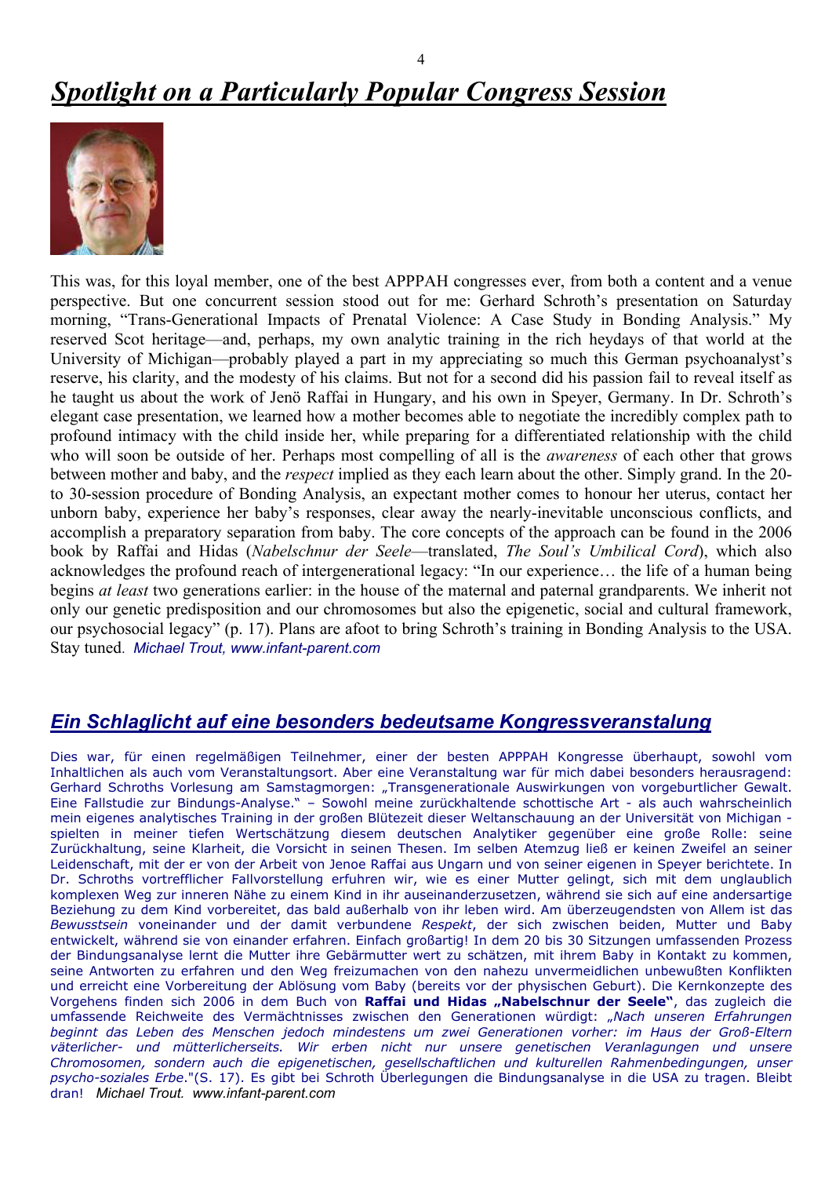# *Spotlight on a Particularly Popular Congress Session*

This was, for this loyal member, one of the best APPPAH congresses ever, from both a content and a venue perspective. But one concurrent session stood out for me: Gerhard Schroth's presentation on Saturday morning, "Trans-Generational Impacts of Prenatal Violence: A Case Study in Bonding Analysis." My reserved Scot heritage—and, perhaps, my own analytic training in the rich heydays of that world at the University of Michigan—probably played a part in my appreciating so much this German psychoanalyst's reserve, his clarity, and the modesty of his claims. But not for a second did his passion fail to reveal itself as he taught us about the work of Jenö Raffai in Hungary, and his own in Speyer, Germany. In Dr. Schroth's elegant case presentation, we learned how a mother becomes able to negotiate the incredibly complex path to profound intimacy with the child inside her, while preparing for a differentiated relationship with the child who will soon be outside of her. Perhaps most compelling of all is the *awareness* of each other that grows between mother and baby, and the *respect* implied as they each learn about the other. Simply grand. In the 20- to 30-session procedure of Bonding Analysis, an expectant mother comes to honour her uterus, contact her unborn baby, experience her baby's responses, clear away the nearly-inevitable unconscious conflicts, and accomplish a preparatory separation from baby. The core concepts of the approach can be found in the 2006 book by Raffai and Hidas (*Nabelschnur der Seele*—translated, *The Soul's Umbilical Cord*), which also acknowledges the profound reach of intergenerational legacy: "In our experience… the life of a human being begins *at least* two generations earlier: in the house of the maternal and paternal grandparents. We inherit not only our genetic predisposition and our chromosomes but also the epigenetic, social and cultural framework, our psychosocial legacy" (p. 17). Plans are afoot to bring Schroth's training in Bonding Analysis to the USA. Stay tuned. *Michael Trout, www.infant-parent.com*

## *Ein Schlaglicht auf eine besonders bedeutsame Kongressveranstalung*

Dies war, für einen regelmäßigen Teilnehmer, einer der besten APPPAH Kongresse überhaupt, sowohl vom Inhaltlichen als auch vom Veranstaltungsort. Aber eine Veranstaltung war für mich dabei besonders herausragend: Gerhard Schroths Vorlesung am Samstagmorgen: „Transgenerationale Auswirkungen von vorgeburtlicher Gewalt. Eine Fallstudie zur Bindungs-Analyse." – Sowohl meine zurückhaltende schottische Art - als auch wahrscheinlich mein eigenes analytisches Training in der großen Blütezeit dieser Weltanschauung an der Universität von Michigan - spielten in meiner tiefen Wertschätzung diesem deutschen Analytiker gegenüber eine große Rolle: seine Zurückhaltung, seine Klarheit, die Vorsicht in seinen Thesen. Im selben Atemzug ließ er keinen Zweifel an seiner Leidenschaft, mit der er von der Arbeit von Jenoe Raffai aus Ungarn und von seiner eigenen in Speyer berichtete. In Dr. Schroths vortrefflicher Fallvorstellung erfuhren wir, wie es einer Mutter gelingt, sich mit dem unglaublich komplexen Weg zur inneren Nähe zu einem Kind in ihr auseinanderzusetzen, während sie sich auf eine andersartige Beziehung zu dem Kind vorbereitet, das bald außerhalb von ihr leben wird. Am überzeugendsten von Allem ist das *Bewusstsein* voneinander und der damit verbundene *Respekt*, der sich zwischen beiden, Mutter und Baby entwickelt, während sie von einander erfahren. Einfach großartig! In dem 20 bis 30 Sitzungen umfassenden Prozess der Bindungsanalyse lernt die Mutter ihre Gebärmutter wert zu schätzen, mit ihrem Baby in Kontakt zu kommen, seine Antworten zu erfahren und den Weg freizumachen von den nahezu unvermeidlichen unbewußten Konflikten und erreicht eine Vorbereitung der Ablösung vom Baby (bereits vor der physischen Geburt). Die Kernkonzepte des Vorgehens finden sich 2006 in dem Buch von **Raffai und Hidas „Nabelschnur der Seele"**, das zugleich die umfassende Reichweite des Vermächtnisses zwischen den Generationen würdigt: *„Nach unseren Erfahrungen beginnt das Leben des Menschen jedoch mindestens um zwei Generationen vorher: im Haus der Groß-Eltern väterlicher- und mütterlicherseits. Wir erben nicht nur unsere genetischen Veranlagungen und unsere Chromosomen, sondern auch die epigenetischen, gesellschaftlichen und kulturellen Rahmenbedingungen, unser psycho-soziales Erbe*."(S. 17). Es gibt bei Schroth Überlegungen die Bindungsanalyse in die USA zu tragen. Bleibt dran! *Michael Trout. www.infant-parent.com*